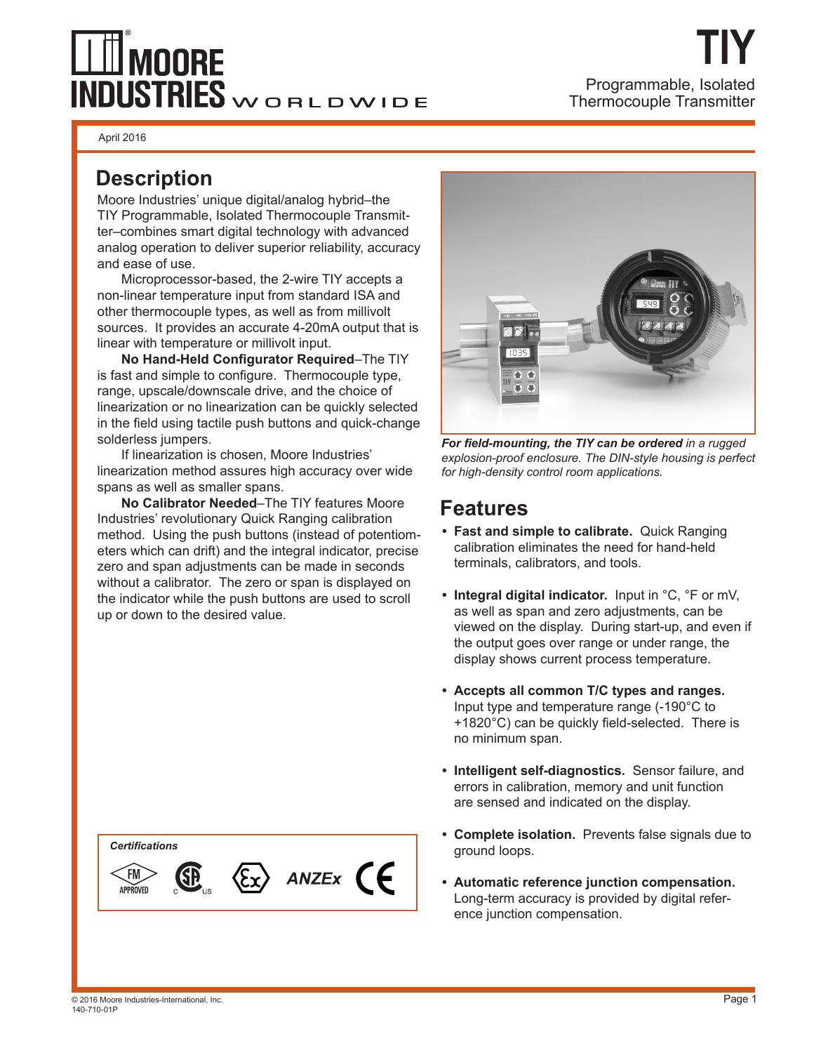# TIY

Programmable, Isolated Thermocouple Transmitter

April 2016

## Description

Moore Industries' unique digital/analog hybrid–the TIY Programmable, Isolated Thermocouple Transmitter–combines smart digital technology with advanced analog operation to deliver superior reliability, accuracy and ease of use.

Microprocessor-based, the 2-wire TIY accepts a non-linear temperature input from standard ISA and other thermocouple types, as well as from millivolt sources. It provides an accurate 4-20mA output that is linear with temperature or millivolt input.

**No Hand-Held Configurator Required**–The TIY is fast and simple to configure. Thermocouple type, range, upscale/downscale drive, and the choice of linearization or no linearization can be quickly selected in the field using tactile push buttons and quick-change solderless jumpers.

If linearization is chosen, Moore Industries' linearization method assures high accuracy over wide spans as well as smaller spans.

**No Calibrator Needed**–The TIY features Moore Industries' revolutionary Quick Ranging calibration method. Using the push buttons (instead of potentiometers which can drift) and the integral indicator, precise zero and span adjustments can be made in seconds without a calibrator. The zero or span is displayed on the indicator while the push buttons are used to scroll up or down to the desired value.

***For field-mounting, the TIY can be ordered** in a rugged explosion-proof enclosure. The DIN-style housing is perfect for high-density control room applications.*

*Certifications*

FM APPROVED, CSA C US, Ex, ANZEx, CE

## Features

- **Fast and simple to calibrate.** Quick Ranging calibration eliminates the need for hand-held terminals, calibrators, and tools.
- **Integral digital indicator.** Input in °C, °F or mV, as well as span and zero adjustments, can be viewed on the display. During start-up, and even if the output goes over range or under range, the display shows current process temperature.
- **Accepts all common T/C types and ranges.** Input type and temperature range (-190°C to +1820°C) can be quickly field-selected. There is no minimum span.
- **Intelligent self-diagnostics.** Sensor failure, and errors in calibration, memory and unit function are sensed and indicated on the display.
- **Complete isolation.** Prevents false signals due to ground loops.
- **Automatic reference junction compensation.** Long-term accuracy is provided by digital reference junction compensation.

© 2016 Moore Industries-International, Inc.
140-710-01P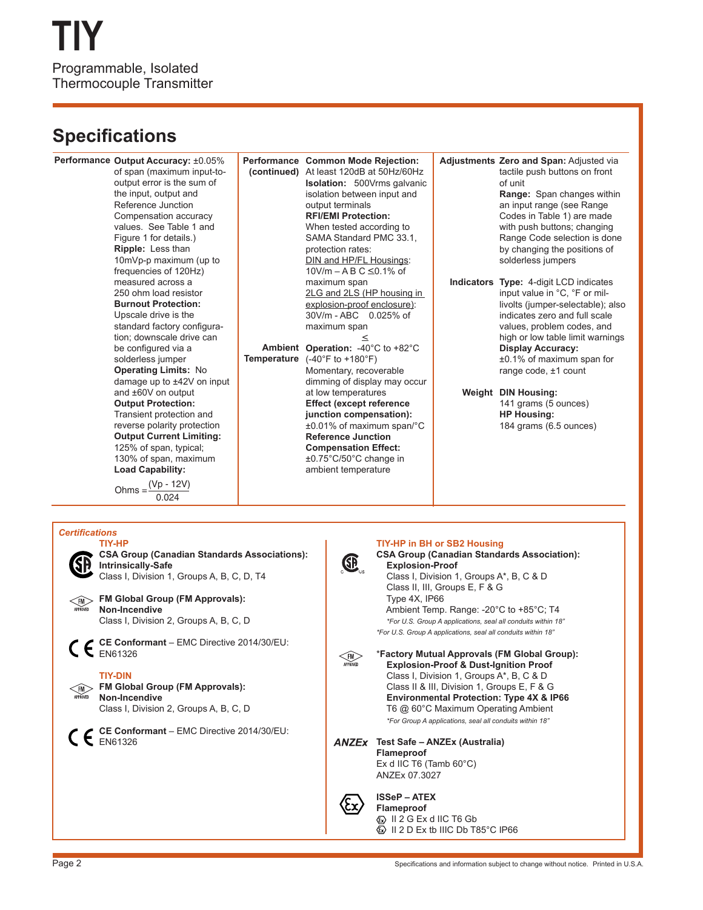# TIY

Programmable, Isolated Thermocouple Transmitter

## Specifications

**Performance**

**Output Accuracy:** ±0.05% of span (maximum input-to-output error is the sum of the input, output and Reference Junction Compensation accuracy values. See Table 1 and Figure 1 for details.)

**Ripple:** Less than 10mVp-p maximum (up to frequencies of 120Hz) measured across a 250 ohm load resistor

**Burnout Protection:** Upscale drive is the standard factory configuration; downscale drive can be configured via a solderless jumper

**Operating Limits:** No damage up to ±42V on input and ±60V on output

**Output Protection:** Transient protection and reverse polarity protection

**Output Current Limiting:** 125% of span, typical; 130% of span, maximum

**Load Capability:**

$$\text{Ohms} = \frac{(Vp - 12V)}{0.024}$$

**Performance (continued)**

**Common Mode Rejection:** At least 120dB at 50Hz/60Hz

**Isolation:** 500Vrms galvanic isolation between input and output terminals

**RFI/EMI Protection:** When tested according to SAMA Standard PMC 33.1, protection rates:

DIN and HP/FL Housings: 10V/m – A B C ≤0.1% of maximum span

2LG and 2LS (HP housing in explosion-proof enclosure): 30V/m - ABC 0.025% of maximum span ≤

**Ambient Temperature**

**Operation:** -40°C to +82°C (-40°F to +180°F) Momentary, recoverable dimming of display may occur at low temperatures

**Effect (except reference junction compensation):** ±0.01% of maximum span/°C

**Reference Junction Compensation Effect:** ±0.75°C/50°C change in ambient temperature

**Adjustments**

**Zero and Span:** Adjusted via tactile push buttons on front of unit

**Range:** Span changes within an input range (see Range Codes in Table 1) are made with push buttons; changing Range Code selection is done by changing the positions of solderless jumpers

**Indicators**

**Type:** 4-digit LCD indicates input value in °C, °F or millivolts (jumper-selectable); also indicates zero and full scale values, problem codes, and high or low table limit warnings

**Display Accuracy:** ±0.1% of maximum span for range code, ±1 count

**Weight**

**DIN Housing:** 141 grams (5 ounces)

**HP Housing:** 184 grams (6.5 ounces)

### *Certifications*

**TIY-HP**

**CSA Group (Canadian Standards Associations): Intrinsically-Safe**
Class I, Division 1, Groups A, B, C, D, T4

**FM Global Group (FM Approvals): Non-Incendive**
Class I, Division 2, Groups A, B, C, D

**CE Conformant** – EMC Directive 2014/30/EU: EN61326

**TIY-DIN**

**FM Global Group (FM Approvals): Non-Incendive**
Class I, Division 2, Groups A, B, C, D

**CE Conformant** – EMC Directive 2014/30/EU: EN61326

**TIY-HP in BH or SB2 Housing**

**CSA Group (Canadian Standards Association): Explosion-Proof**
Class I, Division 1, Groups A*, B, C & D
Class II, III, Groups E, F & G
Type 4X, IP66
Ambient Temp. Range: -20°C to +85°C; T4
*\*For U.S. Group A applications, seal all conduits within 18"*
*\*For U.S. Group A applications, seal all conduits within 18"*

*\*Factory Mutual Approvals (FM Global Group):* **Explosion-Proof & Dust-Ignition Proof**
Class I, Division 1, Groups A*, B, C & D
Class II & III, Division 1, Groups E, F & G
**Environmental Protection: Type 4X & IP66**
T6 @ 60°C Maximum Operating Ambient
*\*For Group A applications, seal all conduits within 18"*

**Test Safe – ANZEx (Australia)**
**Flameproof**
Ex d IIC T6 (Tamb 60°C)
ANZEx 07.3027

**ISSeP – ATEX**
**Flameproof**
II 2 G Ex d IIC T6 Gb
II 2 D Ex tb IIIC Db T85°C IP66

Specifications and information subject to change without notice. Printed in U.S.A.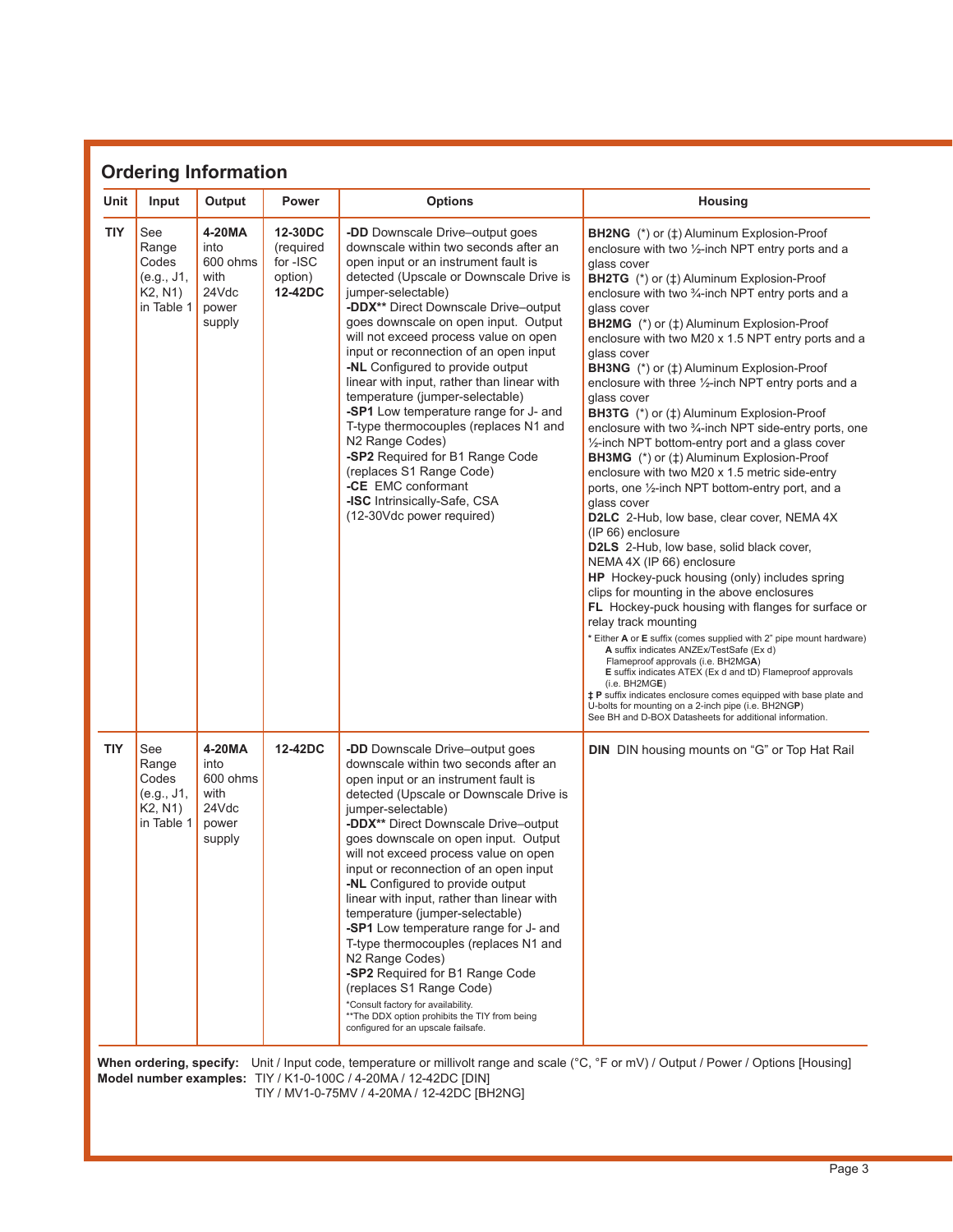## Ordering Information

| Unit | Input | Output | Power | Options | Housing |
|---|---|---|---|---|---|
| **TIY** | See Range Codes (e.g., J1, K2, N1) in Table 1 | **4-20MA** into 600 ohms with 24Vdc power supply | **12-30DC** (required for -ISC option) **12-42DC** | **-DD** Downscale Drive–output goes downscale within two seconds after an open input or an instrument fault is detected (Upscale or Downscale Drive is jumper-selectable) **-DDX**** Direct Downscale Drive–output goes downscale on open input. Output will not exceed process value on open input or reconnection of an open input **-NL** Configured to provide output linear with input, rather than linear with temperature (jumper-selectable) **-SP1** Low temperature range for J- and T-type thermocouples (replaces N1 and N2 Range Codes) **-SP2** Required for B1 Range Code (replaces S1 Range Code) **-CE** EMC conformant **-ISC** Intrinsically-Safe, CSA (12-30Vdc power required) | **BH2NG** (*) or (‡) Aluminum Explosion-Proof enclosure with two ½-inch NPT entry ports and a glass cover **BH2TG** (*) or (‡) Aluminum Explosion-Proof enclosure with two ¾-inch NPT entry ports and a glass cover **BH2MG** (*) or (‡) Aluminum Explosion-Proof enclosure with two M20 x 1.5 NPT entry ports and a glass cover **BH3NG** (*) or (‡) Aluminum Explosion-Proof enclosure with three ½-inch NPT entry ports and a glass cover **BH3TG** (*) or (‡) Aluminum Explosion-Proof enclosure with two ¾-inch NPT side-entry ports, one ½-inch NPT bottom-entry port and a glass cover **BH3MG** (*) or (‡) Aluminum Explosion-Proof enclosure with two M20 x 1.5 metric side-entry ports, one ½-inch NPT bottom-entry port, and a glass cover **D2LC** 2-Hub, low base, clear cover, NEMA 4X (IP 66) enclosure **D2LS** 2-Hub, low base, solid black cover, NEMA 4X (IP 66) enclosure **HP** Hockey-puck housing (only) includes spring clips for mounting in the above enclosures **FL** Hockey-puck housing with flanges for surface or relay track mounting * Either **A** or **E** suffix (comes supplied with 2" pipe mount hardware) **A** suffix indicates ANZEx/TestSafe (Ex d) Flameproof approvals (i.e. BH2MG**A**) **E** suffix indicates ATEX (Ex d and tD) Flameproof approvals (i.e. BH2MG**E**) **‡ P** suffix indicates enclosure comes equipped with base plate and U-bolts for mounting on a 2-inch pipe (i.e. BH2NG**P**) See BH and D-BOX Datasheets for additional information. |
| **TIY** | See Range Codes (e.g., J1, K2, N1) in Table 1 | **4-20MA** into 600 ohms with 24Vdc power supply | **12-42DC** | **-DD** Downscale Drive–output goes downscale within two seconds after an open input or an instrument fault is detected (Upscale or Downscale Drive is jumper-selectable) **-DDX**** Direct Downscale Drive–output goes downscale on open input. Output will not exceed process value on open input or reconnection of an open input **-NL** Configured to provide output linear with input, rather than linear with temperature (jumper-selectable) **-SP1** Low temperature range for J- and T-type thermocouples (replaces N1 and N2 Range Codes) **-SP2** Required for B1 Range Code (replaces S1 Range Code) *Consult factory for availability. **The DDX option prohibits the TIY from being configured for an upscale failsafe. | **DIN** DIN housing mounts on "G" or Top Hat Rail |

**When ordering, specify:** Unit / Input code, temperature or millivolt range and scale (°C, °F or mV) / Output / Power / Options [Housing]
**Model number examples:** TIY / K1-0-100C / 4-20MA / 12-42DC [DIN]
TIY / MV1-0-75MV / 4-20MA / 12-42DC [BH2NG]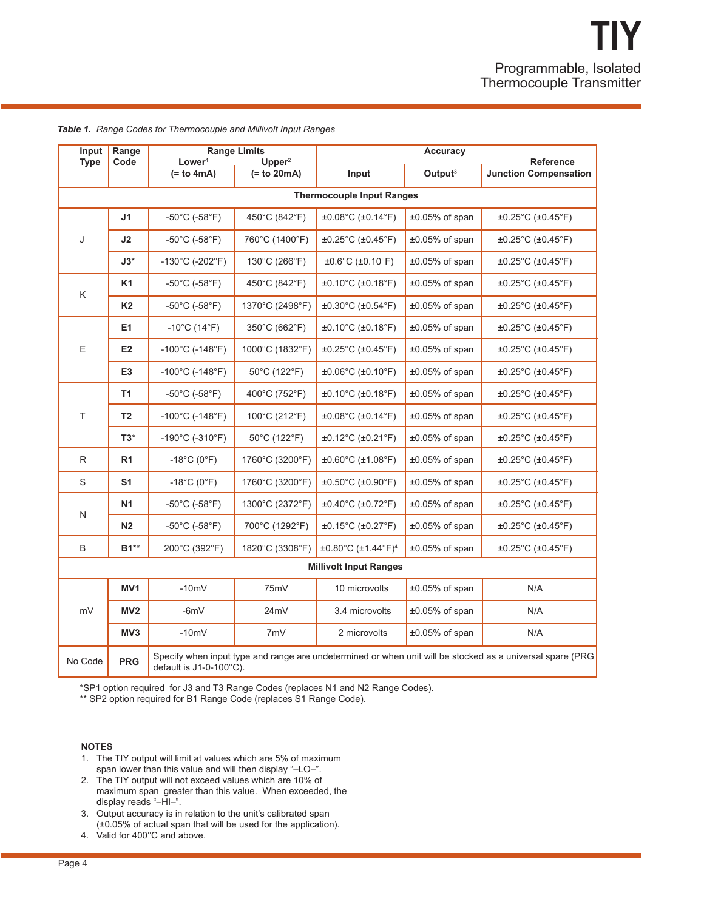# TIY

## Programmable, Isolated Thermocouple Transmitter

*Table 1. Range Codes for Thermocouple and Millivolt Input Ranges*

| Input Type | Range Code | Range Limits | | Accuracy | | |
|---|---|---|---|---|---|---|
| | | Lower[1] (= to 4mA) | Upper[2] (= to 20mA) | Input | Output[3] | Reference Junction Compensation |
| **Thermocouple Input Ranges** | | | | | | |
| J | **J1** | -50°C (-58°F) | 450°C (842°F) | ±0.08°C (±0.14°F) | ±0.05% of span | ±0.25°C (±0.45°F) |
| | **J2** | -50°C (-58°F) | 760°C (1400°F) | ±0.25°C (±0.45°F) | ±0.05% of span | ±0.25°C (±0.45°F) |
| | **J3*** | -130°C (-202°F) | 130°C (266°F) | ±0.6°C (±0.10°F) | ±0.05% of span | ±0.25°C (±0.45°F) |
| K | **K1** | -50°C (-58°F) | 450°C (842°F) | ±0.10°C (±0.18°F) | ±0.05% of span | ±0.25°C (±0.45°F) |
| | **K2** | -50°C (-58°F) | 1370°C (2498°F) | ±0.30°C (±0.54°F) | ±0.05% of span | ±0.25°C (±0.45°F) |
| E | **E1** | -10°C (14°F) | 350°C (662°F) | ±0.10°C (±0.18°F) | ±0.05% of span | ±0.25°C (±0.45°F) |
| | **E2** | -100°C (-148°F) | 1000°C (1832°F) | ±0.25°C (±0.45°F) | ±0.05% of span | ±0.25°C (±0.45°F) |
| | **E3** | -100°C (-148°F) | 50°C (122°F) | ±0.06°C (±0.10°F) | ±0.05% of span | ±0.25°C (±0.45°F) |
| T | **T1** | -50°C (-58°F) | 400°C (752°F) | ±0.10°C (±0.18°F) | ±0.05% of span | ±0.25°C (±0.45°F) |
| | **T2** | -100°C (-148°F) | 100°C (212°F) | ±0.08°C (±0.14°F) | ±0.05% of span | ±0.25°C (±0.45°F) |
| | **T3*** | -190°C (-310°F) | 50°C (122°F) | ±0.12°C (±0.21°F) | ±0.05% of span | ±0.25°C (±0.45°F) |
| R | **R1** | -18°C (0°F) | 1760°C (3200°F) | ±0.60°C (±1.08°F) | ±0.05% of span | ±0.25°C (±0.45°F) |
| S | **S1** | -18°C (0°F) | 1760°C (3200°F) | ±0.50°C (±0.90°F) | ±0.05% of span | ±0.25°C (±0.45°F) |
| N | **N1** | -50°C (-58°F) | 1300°C (2372°F) | ±0.40°C (±0.72°F) | ±0.05% of span | ±0.25°C (±0.45°F) |
| | **N2** | -50°C (-58°F) | 700°C (1292°F) | ±0.15°C (±0.27°F) | ±0.05% of span | ±0.25°C (±0.45°F) |
| B | **B1**** | 200°C (392°F) | 1820°C (3308°F) | ±0.80°C (±1.44°F)[4] | ±0.05% of span | ±0.25°C (±0.45°F) |
| **Millivolt Input Ranges** | | | | | | |
| mV | **MV1** | -10mV | 75mV | 10 microvolts | ±0.05% of span | N/A |
| | **MV2** | -6mV | 24mV | 3.4 microvolts | ±0.05% of span | N/A |
| | **MV3** | -10mV | 7mV | 2 microvolts | ±0.05% of span | N/A |
| No Code | **PRG** | Specify when input type and range are undetermined or when unit will be stocked as a universal spare (PRG default is J1-0-100°C). | | | | |

*SP1 option required for J3 and T3 Range Codes (replaces N1 and N2 Range Codes).
** SP2 option required for B1 Range Code (replaces S1 Range Code).

**NOTES**

1. The TIY output will limit at values which are 5% of maximum span lower than this value and will then display "–LO–".
2. The TIY output will not exceed values which are 10% of maximum span greater than this value. When exceeded, the display reads "–HI–".
3. Output accuracy is in relation to the unit's calibrated span (±0.05% of actual span that will be used for the application).
4. Valid for 400°C and above.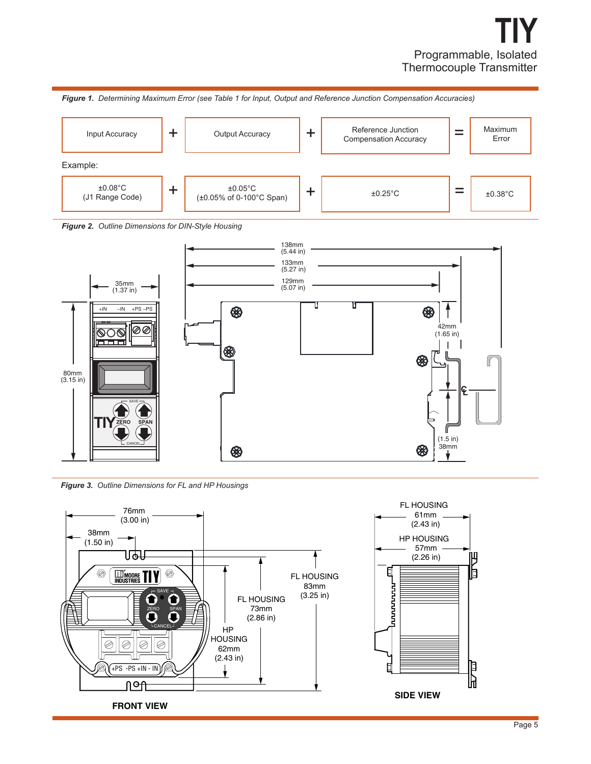**Figure 1.** *Determining Maximum Error (see Table 1 for Input, Output and Reference Junction Compensation Accuracies)*

| Input Accuracy | + | Output Accuracy | + | Reference Junction Compensation Accuracy | = | Maximum Error |
|---|---|---|---|---|---|---|

Example:

| ±0.08°C (J1 Range Code) | + | ±0.05°C (±0.05% of 0-100°C Span) | + | ±0.25°C | = | ±0.38°C |
|---|---|---|---|---|---|---|

**Figure 2.** *Outline Dimensions for DIN-Style Housing*

35mm (1.37 in)

80mm (3.15 in)

+IN –IN +PS –PS

SAVE

TIY ZERO SPAN

CANCEL

138mm (5.44 in)

133mm (5.27 in)

129mm (5.07 in)

42mm (1.65 in)

℄

(1.5 in) 38mm

**Figure 3.** *Outline Dimensions for FL and HP Housings*

76mm (3.00 in)

38mm (1.50 in)

MOORE INDUSTRIES TIY

SAVE

ZERO SPAN

CANCEL

+PS -PS +IN - IN

FL HOUSING 83mm (3.25 in)

FL HOUSING 73mm (2.86 in)

HP HOUSING 62mm (2.43 in)

**FRONT VIEW**

FL HOUSING 61mm (2.43 in)

HP HOUSING 57mm (2.26 in)

**SIDE VIEW**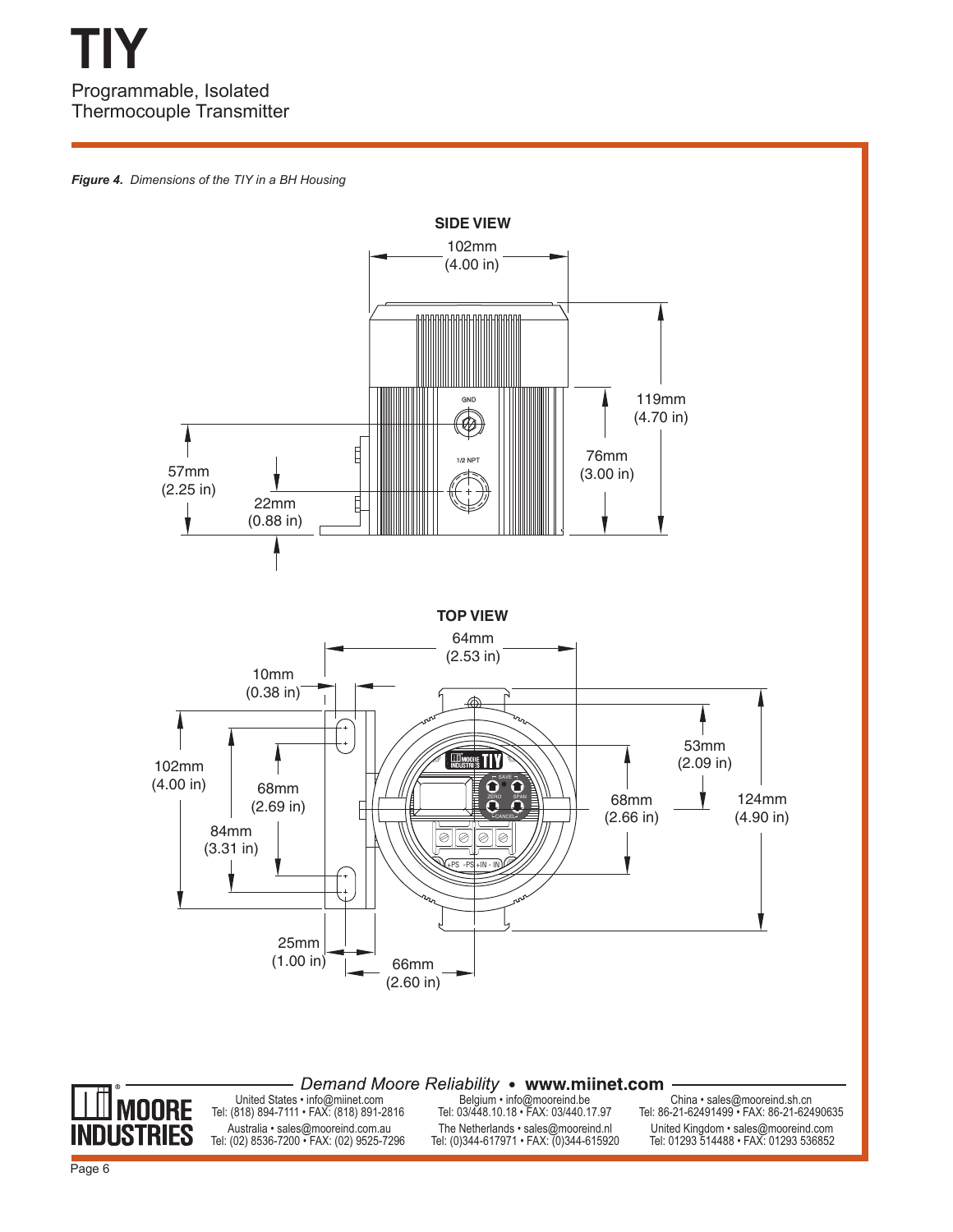# TIY

Programmable, Isolated Thermocouple Transmitter

***Figure 4.** Dimensions of the TIY in a BH Housing*

SIDE VIEW

102mm (4.00 in)

119mm (4.70 in)

76mm (3.00 in)

57mm (2.25 in)

22mm (0.88 in)

GND

1/2 NPT

TOP VIEW

64mm (2.53 in)

10mm (0.38 in)

53mm (2.09 in)

102mm (4.00 in)

68mm (2.69 in)

68mm (2.66 in)

124mm (4.90 in)

84mm (3.31 in)

25mm (1.00 in)

66mm (2.60 in)

MOORE INDUSTRIES TIY

SAVE ZERO SPAN CANCEL

+PS -PS +IN -IN

*Demand Moore Reliability* • **www.miinet.com**

United States • info@miinet.com
Tel: (818) 894-7111 • FAX: (818) 891-2816

Australia • sales@mooreind.com.au
Tel: (02) 8536-7200 • FAX: (02) 9525-7296

Belgium • info@mooreind.be
Tel: 03/448.10.18 • FAX: 03/440.17.97

The Netherlands • sales@mooreind.nl
Tel: (0)344-617971 • FAX: (0)344-615920

China • sales@mooreind.sh.cn
Tel: 86-21-62491499 • FAX: 86-21-62490635

United Kingdom • sales@mooreind.com
Tel: 01293 514488 • FAX: 01293 536852